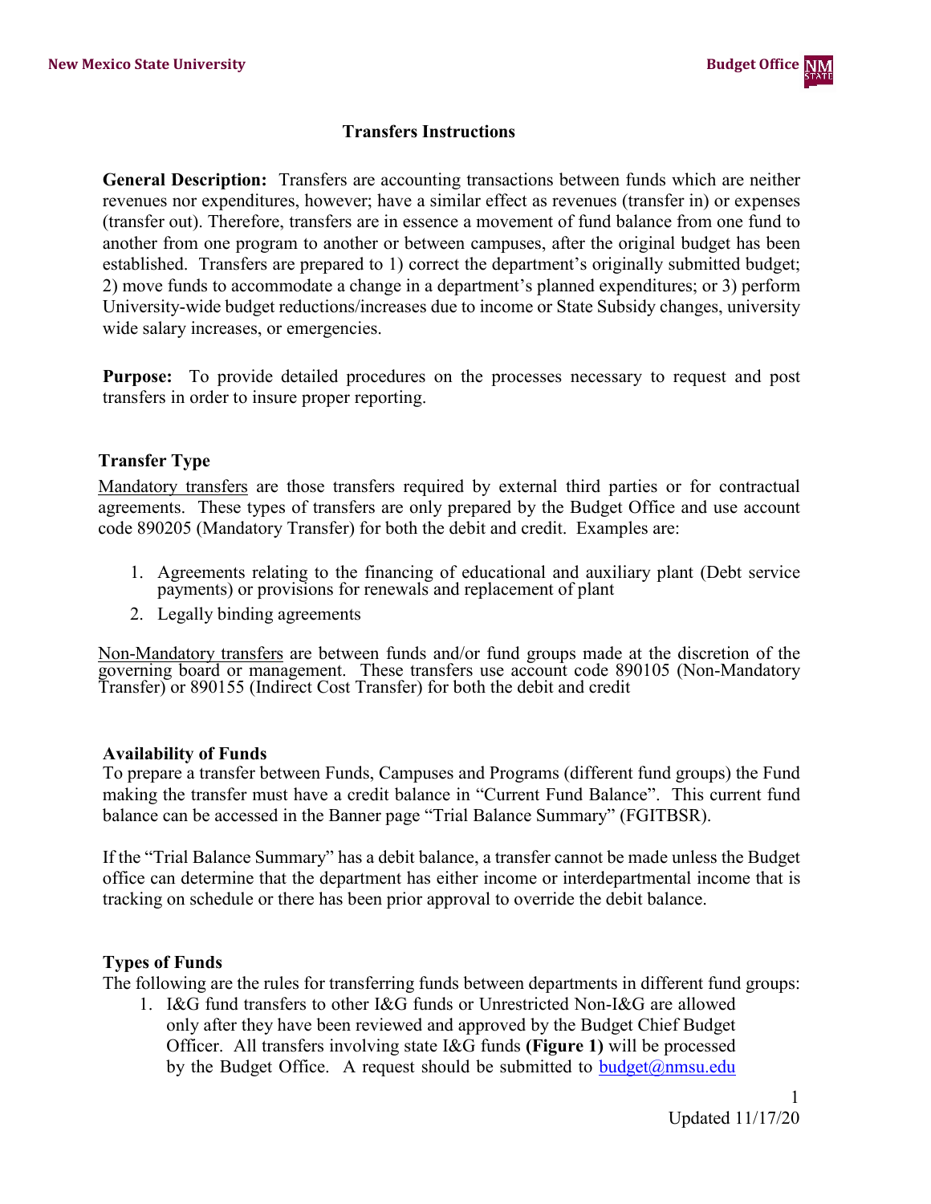# Transfers Instructions

**General Description:** Transfers are accounting transactions between funds which are neither revenues nor expenditures, however; have a similar effect as revenues (transfer in) or expenses (transfer out). Therefore, transfers are in essence a movement of fund balance from one fund to another from one program to another or between campuses, after the original budget has been established. Transfers are prepared to 1) correct the department's originally submitted budget; 2) move funds to accommodate a change in a department's planned expenditures; or 3) perform University-wide budget reductions/increases due to income or State Subsidy changes, university wide salary increases, or emergencies.

**Purpose:** To provide detailed procedures on the processes necessary to request and post transfers in order to insure proper reporting.

## Transfer Type

Mandatory transfers are those transfers required by external third parties or for contractual agreements. These types of transfers are only prepared by the Budget Office and use account code 890205 (Mandatory Transfer) for both the debit and credit. Examples are:

1. Agreements relating to the financing of educational and auxiliary plant (Debt service payments) or provisions for renewals and replacement of plant
2. Legally binding agreements

Non-Mandatory transfers are between funds and/or fund groups made at the discretion of the governing board or management. These transfers use account code 890105 (Non-Mandatory Transfer) or 890155 (Indirect Cost Transfer) for both the debit and credit

## Availability of Funds

To prepare a transfer between Funds, Campuses and Programs (different fund groups) the Fund making the transfer must have a credit balance in "Current Fund Balance". This current fund balance can be accessed in the Banner page "Trial Balance Summary" (FGITBSR).

If the "Trial Balance Summary" has a debit balance, a transfer cannot be made unless the Budget office can determine that the department has either income or interdepartmental income that is tracking on schedule or there has been prior approval to override the debit balance.

## Types of Funds

The following are the rules for transferring funds between departments in different fund groups:

1. I&G fund transfers to other I&G funds or Unrestricted Non-I&G are allowed only after they have been reviewed and approved by the Budget Chief Budget Officer. All transfers involving state I&G funds **(Figure 1)** will be processed by the Budget Office. A request should be submitted to budget@nmsu.edu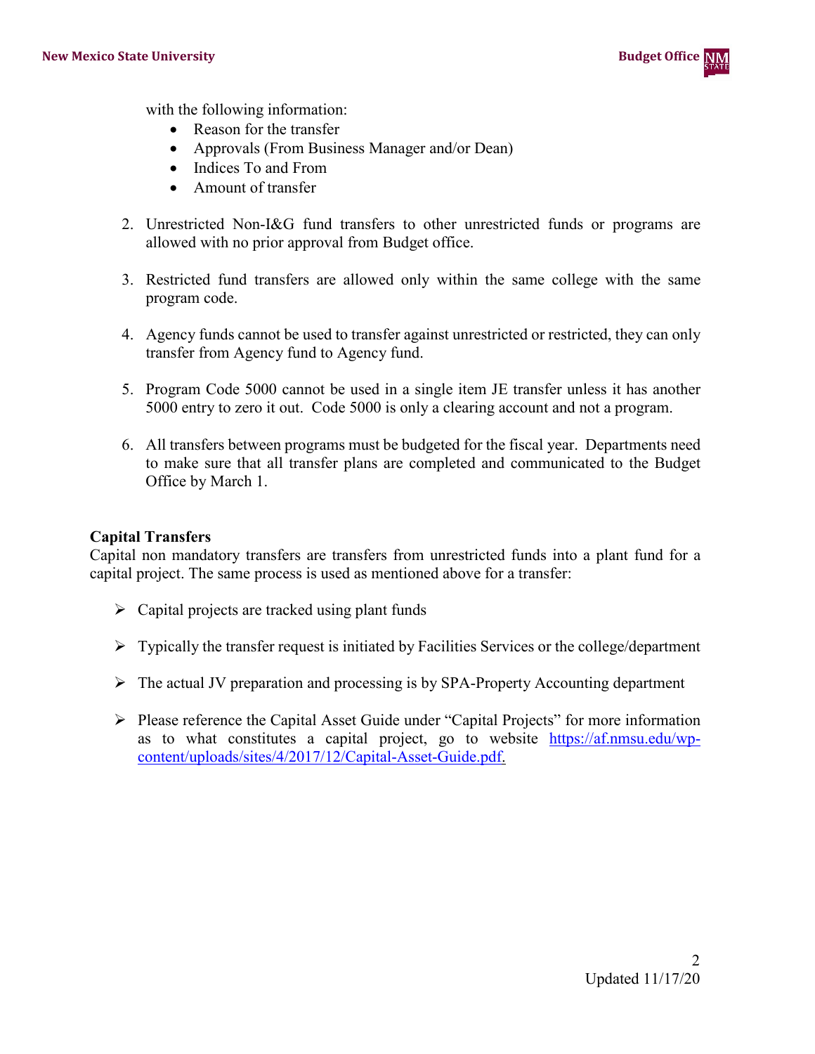with the following information:

- Reason for the transfer
- Approvals (From Business Manager and/or Dean)
- Indices To and From
- Amount of transfer

2. Unrestricted Non-I&G fund transfers to other unrestricted funds or programs are allowed with no prior approval from Budget office.

3. Restricted fund transfers are allowed only within the same college with the same program code.

4. Agency funds cannot be used to transfer against unrestricted or restricted, they can only transfer from Agency fund to Agency fund.

5. Program Code 5000 cannot be used in a single item JE transfer unless it has another 5000 entry to zero it out. Code 5000 is only a clearing account and not a program.

6. All transfers between programs must be budgeted for the fiscal year. Departments need to make sure that all transfer plans are completed and communicated to the Budget Office by March 1.

**Capital Transfers**

Capital non mandatory transfers are transfers from unrestricted funds into a plant fund for a capital project. The same process is used as mentioned above for a transfer:

- Capital projects are tracked using plant funds
- Typically the transfer request is initiated by Facilities Services or the college/department
- The actual JV preparation and processing is by SPA-Property Accounting department
- Please reference the Capital Asset Guide under "Capital Projects" for more information as to what constitutes a capital project, go to website [https://af.nmsu.edu/wp-content/uploads/sites/4/2017/12/Capital-Asset-Guide.pdf.](https://af.nmsu.edu/wp-content/uploads/sites/4/2017/12/Capital-Asset-Guide.pdf)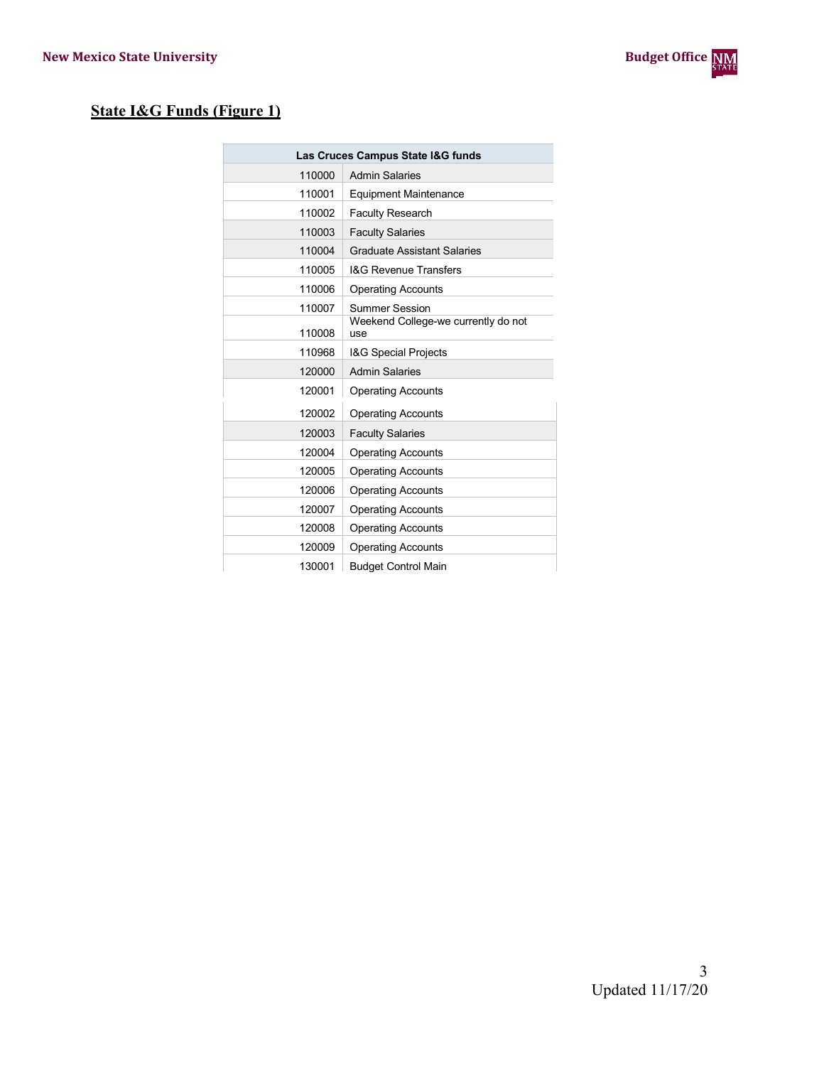## State I&G Funds (Figure 1)

| Las Cruces Campus State I&G funds | |
|---|---|
| 110000 | Admin Salaries |
| 110001 | Equipment Maintenance |
| 110002 | Faculty Research |
| 110003 | Faculty Salaries |
| 110004 | Graduate Assistant Salaries |
| 110005 | I&G Revenue Transfers |
| 110006 | Operating Accounts |
| 110007 | Summer Session |
| 110008 | Weekend College-we currently do not use |
| 110968 | I&G Special Projects |
| 120000 | Admin Salaries |
| 120001 | Operating Accounts |
| 120002 | Operating Accounts |
| 120003 | Faculty Salaries |
| 120004 | Operating Accounts |
| 120005 | Operating Accounts |
| 120006 | Operating Accounts |
| 120007 | Operating Accounts |
| 120008 | Operating Accounts |
| 120009 | Operating Accounts |
| 130001 | Budget Control Main |

Updated 11/17/20